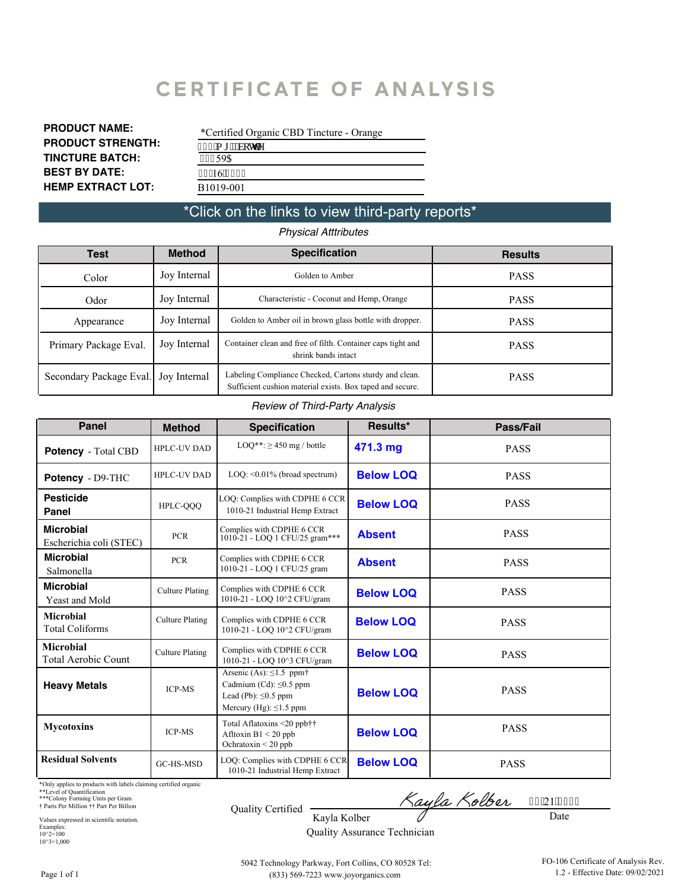# CERTIFICATE OF ANALYSIS

**PRODUCT NAME:** *Certified Organic CBD Tincture - Orange

**PRODUCT STRENGTH:** ```P J``ERWWO1

**TINCTURE BATCH:** ``59$

**BEST BY DATE:** ``16````

**HEMP EXTRACT LOT:** B1019-001

## *Click on the links to view third-party reports*

*Physical Atttributes*

| Test | Method | Specification | Results |
|---|---|---|---|
| Color | Joy Internal | Golden to Amber | PASS |
| Odor | Joy Internal | Characteristic - Coconut and Hemp, Orange | PASS |
| Appearance | Joy Internal | Golden to Amber oil in brown glass bottle with dropper. | PASS |
| Primary Package Eval. | Joy Internal | Container clean and free of filth. Container caps tight and shrink bands intact | PASS |
| Secondary Package Eval. | Joy Internal | Labeling Compliance Checked, Cartons sturdy and clean. Sufficient cushion material exists. Box taped and secure. | PASS |

*Review of Third-Party Analysis*

| Panel | Method | Specification | Results* | Pass/Fail |
|---|---|---|---|---|
| **Potency** - Total CBD | HPLC-UV DAD | LOQ**: ≥ 450 mg / bottle | **471.3 mg** | PASS |
| **Potency** - D9-THC | HPLC-UV DAD | LOQ: <0.01% (broad spectrum) | **Below LOQ** | PASS |
| **Pesticide Panel** | HPLC-QQQ | LOQ: Complies with CDPHE 6 CCR 1010-21 Industrial Hemp Extract | **Below LOQ** | PASS |
| **Microbial** Escherichia coli (STEC) | PCR | Complies with CDPHE 6 CCR 1010-21 - LOQ 1 CFU/25 gram*** | **Absent** | PASS |
| **Microbial** Salmonella | PCR | Complies with CDPHE 6 CCR 1010-21 - LOQ 1 CFU/25 gram | **Absent** | PASS |
| **Microbial** Yeast and Mold | Culture Plating | Complies with CDPHE 6 CCR 1010-21 - LOQ 10^2 CFU/gram | **Below LOQ** | PASS |
| **Microbial** Total Coliforms | Culture Plating | Complies with CDPHE 6 CCR 1010-21 - LOQ 10^2 CFU/gram | **Below LOQ** | PASS |
| **Microbial** Total Aerobic Count | Culture Plating | Complies with CDPHE 6 CCR 1010-21 - LOQ 10^3 CFU/gram | **Below LOQ** | PASS |
| **Heavy Metals** | ICP-MS | Arsenic (As): ≤1.5 ppm† Cadmium (Cd): ≤0.5 ppm Lead (Pb): ≤0.5 ppm Mercury (Hg): ≤1.5 ppm | **Below LOQ** | PASS |
| **Mycotoxins** | ICP-MS | Total Aflatoxins <20 ppb†† Afltoxin B1 < 20 ppb Ochratoxin < 20 ppb | **Below LOQ** | PASS |
| **Residual Solvents** | GC-HS-MSD | LOQ: Complies with CDPHE 6 CCR 1010-21 Industrial Hemp Extract | **Below LOQ** | PASS |

*Only applies to products with labels claiming certified organic
**Level of Quantification
***Colony Forming Units per Gram
† Parts Per Million †† Part Per Billion

Values expressed in scientific notation.
Examples:
10^2=100
10^3=1,000

Quality Certified Kayla Kolber ``21````
Kayla Kolber — Date
Quality Assurance Technician

5042 Technology Parkway, Fort Collins, CO 80528 Tel: (833) 569-7223 www.joyorganics.com

FO-106 Certificate of Analysis Rev. 1.2 - Effective Date: 09/02/2021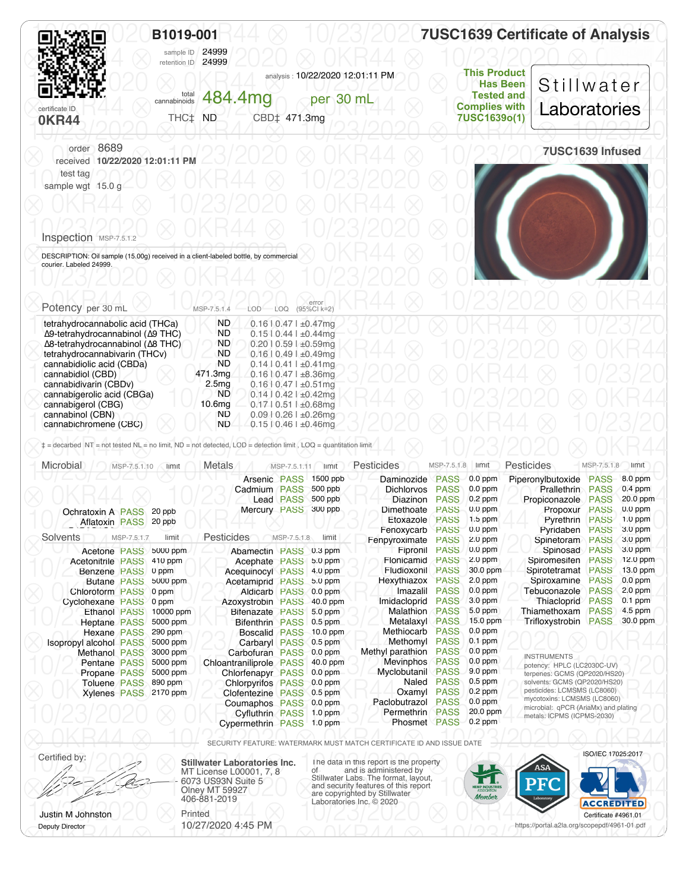# B1019-001

sample ID 24999
retention ID 24999

analysis : 10/22/2020 12:01:11 PM

certificate ID
**0KR44**

total cannabinoids **484.4mg** per 30 mL

THC‡ ND CBD‡ 471.3mg

## 7USC1639 Certificate of Analysis

**This Product Has Been Tested and Complies with 7USC1639o(1)**

Stillwater Laboratories

**7USC1639 Infused**

order 8689
received **10/22/2020 12:01:11 PM**
test tag
sample wgt 15.0 g

## Inspection MSP-7.5.1.2

DESCRIPTION: Oil sample (15.00g) received in a client-labeled bottle, by commercial courier. Labeled 24999.

## Potency per 30 mL MSP-7.5.1.4

| Analyte | Result | LOD | LOQ | error (95%CI k=2) |
|---|---|---|---|---|
| tetrahydrocannabolic acid (THCa) | ND | 0.16 | 0.47 | ±0.47mg |
| Δ9-tetrahydrocannabinol (Δ9 THC) | ND | 0.15 | 0.44 | ±0.44mg |
| Δ8-tetrahydrocannabinol (Δ8 THC) | ND | 0.20 | 0.59 | ±0.59mg |
| tetrahydrocannabivarin (THCv) | ND | 0.16 | 0.49 | ±0.49mg |
| cannabidiolic acid (CBDa) | ND | 0.14 | 0.41 | ±0.41mg |
| cannabidiol (CBD) | 471.3mg | 0.16 | 0.47 | ±8.36mg |
| cannabidivarin (CBDv) | 2.5mg | 0.16 | 0.47 | ±0.51mg |
| cannabigerolic acid (CBGa) | ND | 0.14 | 0.42 | ±0.42mg |
| cannabigerol (CBG) | 10.6mg | 0.17 | 0.51 | ±0.68mg |
| cannabinol (CBN) | ND | 0.09 | 0.26 | ±0.26mg |
| cannabichromene (CBC) | ND | 0.15 | 0.46 | ±0.46mg |

‡ = decarbed NT = not tested NL = no limit, ND = not detected, LOD = detection limit , LOQ = quantitation limit

## Microbial MSP-7.5.1.10

| Analyte | Result | limit |
|---|---|---|
| Ochratoxin A | PASS | 20 ppb |
| Aflatoxin | PASS | 20 ppb |

## Solvents MSP-7.5.1.7

| Analyte | Result | limit |
|---|---|---|
| Acetone | PASS | 5000 ppm |
| Acetonitrile | PASS | 410 ppm |
| Benzene | PASS | 0 ppm |
| Butane | PASS | 5000 ppm |
| Chloroform | PASS | 0 ppm |
| Cyclohexane | PASS | 0 ppm |
| Ethanol | PASS | 10000 ppm |
| Heptane | PASS | 5000 ppm |
| Hexane | PASS | 290 ppm |
| Isopropyl alcohol | PASS | 5000 ppm |
| Methanol | PASS | 3000 ppm |
| Pentane | PASS | 5000 ppm |
| Propane | PASS | 5000 ppm |
| Toluene | PASS | 890 ppm |
| Xylenes | PASS | 2170 ppm |

## Metals MSP-7.5.1.11

| Analyte | Result | limit |
|---|---|---|
| Arsenic | PASS | 1500 ppb |
| Cadmium | PASS | 500 ppb |
| Lead | PASS | 500 ppb |
| Mercury | PASS | 300 ppb |

## Pesticides MSP-7.5.1.8

| Analyte | Result | limit |
|---|---|---|
| Abamectin | PASS | 0.3 ppm |
| Acephate | PASS | 5.0 ppm |
| Acequinocyl | PASS | 4.0 ppm |
| Acetamiprid | PASS | 5.0 ppm |
| Aldicarb | PASS | 0.0 ppm |
| Azoxystrobin | PASS | 40.0 ppm |
| Bifenazate | PASS | 5.0 ppm |
| Bifenthrin | PASS | 0.5 ppm |
| Boscalid | PASS | 10.0 ppm |
| Carbaryl | PASS | 0.5 ppm |
| Carbofuran | PASS | 0.0 ppm |
| Chloantraniliprole | PASS | 40.0 ppm |
| Chlorfenapyr | PASS | 0.0 ppm |
| Chlorpyrifos | PASS | 0.0 ppm |
| Clofentezine | PASS | 0.5 ppm |
| Coumaphos | PASS | 0.0 ppm |
| Cyfluthrin | PASS | 1.0 ppm |
| Cypermethrin | PASS | 1.0 ppm |
| Daminozide | PASS | 0.0 ppm |
| Dichlorvos | PASS | 0.0 ppm |
| Diazinon | PASS | 0.2 ppm |
| Dimethoate | PASS | 0.0 ppm |
| Etoxazole | PASS | 1.5 ppm |
| Fenoxycarb | PASS | 0.0 ppm |
| Fenpyroximate | PASS | 2.0 ppm |
| Fipronil | PASS | 0.0 ppm |
| Flonicamid | PASS | 2.0 ppm |
| Fludioxonil | PASS | 30.0 ppm |
| Hexythiazox | PASS | 2.0 ppm |
| Imazalil | PASS | 0.0 ppm |
| Imidacloprid | PASS | 3.0 ppm |
| Malathion | PASS | 5.0 ppm |
| Metalaxyl | PASS | 15.0 ppm |
| Methiocarb | PASS | 0.0 ppm |
| Methomyl | PASS | 0.1 ppm |
| Methyl parathion | PASS | 0.0 ppm |
| Mevinphos | PASS | 0.0 ppm |
| Myclobutanil | PASS | 9.0 ppm |
| Naled | PASS | 0.5 ppm |
| Oxamyl | PASS | 0.2 ppm |
| Paclobutrazol | PASS | 0.0 ppm |
| Permethrin | PASS | 20.0 ppm |
| Phosmet | PASS | 0.2 ppm |
| Piperonylbutoxide | PASS | 8.0 ppm |
| Prallethrin | PASS | 0.4 ppm |
| Propiconazole | PASS | 20.0 ppm |
| Propoxur | PASS | 0.0 ppm |
| Pyrethrin | PASS | 1.0 ppm |
| Pyridaben | PASS | 3.0 ppm |
| Spinetoram | PASS | 3.0 ppm |
| Spinosad | PASS | 3.0 ppm |
| Spiromesifen | PASS | 12.0 ppm |
| Spirotetramat | PASS | 13.0 ppm |
| Spiroxamine | PASS | 0.0 ppm |
| Tebuconazole | PASS | 2.0 ppm |
| Thiacloprid | PASS | 0.1 ppm |
| Thiamethoxam | PASS | 4.5 ppm |
| Trifloxystrobin | PASS | 30.0 ppm |

INSTRUMENTS
potency: HPLC (LC2030C-UV)
terpenes: GCMS (QP2020/HS20)
solvents: GCMS (QP2020/HS20)
pesticides: LCMSMS (LC8060)
mycotoxins: LCMSMS (LC8060)
microbial: qPCR (AriaMx) and plating
metals: ICPMS (ICPMS-2030)

SECURITY FEATURE: WATERMARK MUST MATCH CERTIFICATE ID AND ISSUE DATE

Certified by:

Justin M Johnston
Deputy Director

**Stillwater Laboratories Inc.**
MT License L00001, 7, 8
6073 US93N Suite 5
Olney MT 59927
406-881-2019

Printed
10/27/2020 4:45 PM

The data in this report is the property of and is administered by Stillwater Labs. The format, layout, and security features of this report are copyrighted by Stillwater Laboratories Inc. © 2020

ISO/IEC 17025:2017
ACCREDITED
Certificate #4961.01
https://portal.a2la.org/scopepdf/4961-01.pdf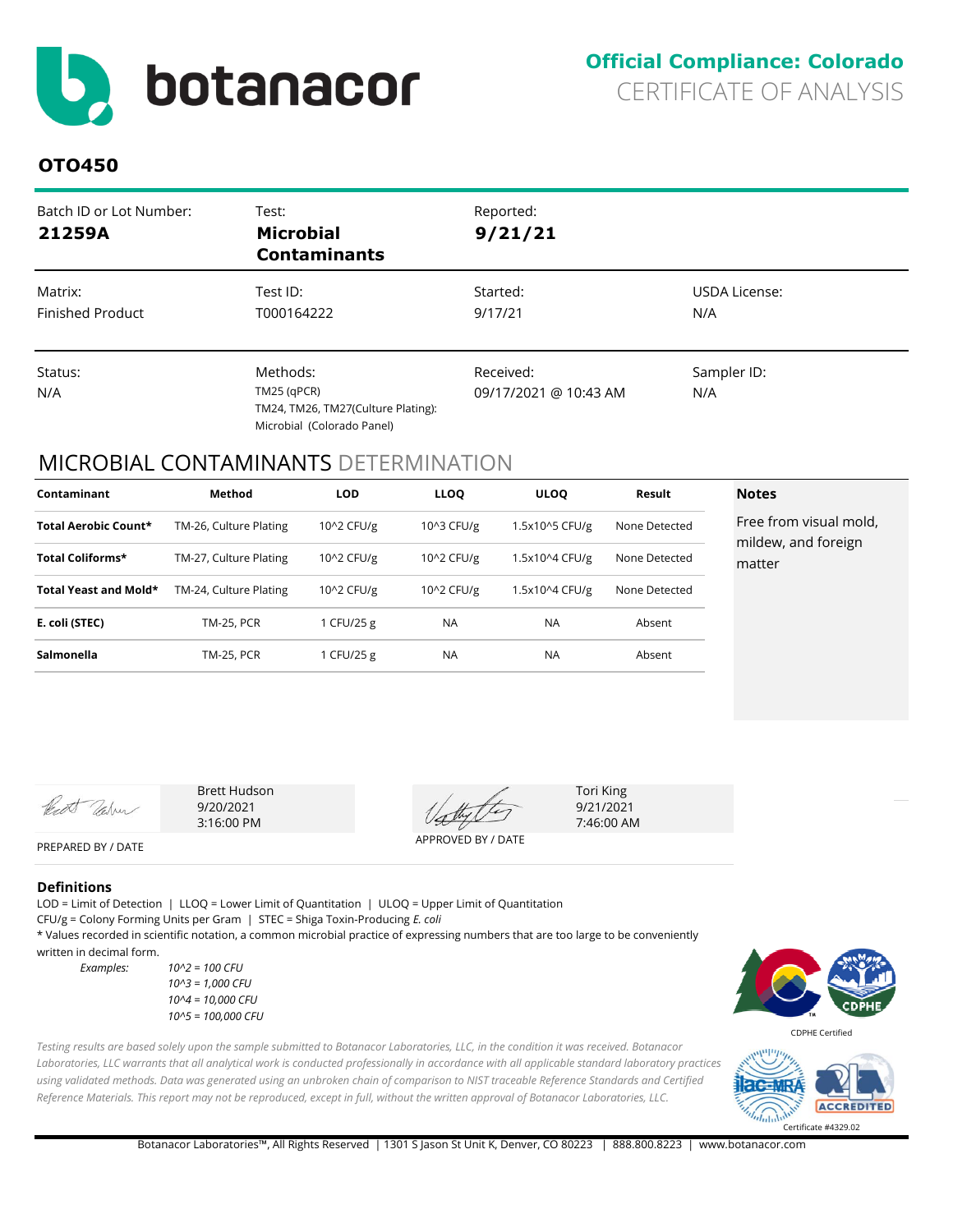# botanacor

**Official Compliance: Colorado**
CERTIFICATE OF ANALYSIS

**OTO450**

| | | | |
|---|---|---|---|
| Batch ID or Lot Number: **21259A** | Test: **Microbial Contaminants** | Reported: **9/21/21** | |
| Matrix: Finished Product | Test ID: T000164222 | Started: 9/17/21 | USDA License: N/A |
| Status: N/A | Methods: TM25 (qPCR) TM24, TM26, TM27(Culture Plating): Microbial (Colorado Panel) | Received: 09/17/2021 @ 10:43 AM | Sampler ID: N/A |

## MICROBIAL CONTAMINANTS DETERMINATION

| Contaminant | Method | LOD | LLOQ | ULOQ | Result |
|---|---|---|---|---|---|
| **Total Aerobic Count*** | TM-26, Culture Plating | 10^2 CFU/g | 10^3 CFU/g | 1.5x10^5 CFU/g | None Detected |
| **Total Coliforms*** | TM-27, Culture Plating | 10^2 CFU/g | 10^2 CFU/g | 1.5x10^4 CFU/g | None Detected |
| **Total Yeast and Mold*** | TM-24, Culture Plating | 10^2 CFU/g | 10^2 CFU/g | 1.5x10^4 CFU/g | None Detected |
| **E. coli (STEC)** | TM-25, PCR | 1 CFU/25 g | NA | NA | Absent |
| **Salmonella** | TM-25, PCR | 1 CFU/25 g | NA | NA | Absent |

**Notes**

Free from visual mold, mildew, and foreign matter

Brett Hudson
9/20/2021
3:16:00 PM

PREPARED BY / DATE

Tori King
9/21/2021
7:46:00 AM

APPROVED BY / DATE

### Definitions

LOD = Limit of Detection | LLOQ = Lower Limit of Quantitation | ULOQ = Upper Limit of Quantitation
CFU/g = Colony Forming Units per Gram | STEC = Shiga Toxin-Producing *E. coli*
* Values recorded in scientific notation, a common microbial practice of expressing numbers that are too large to be conveniently written in decimal form.

*Examples:*
*10^2 = 100 CFU*
*10^3 = 1,000 CFU*
*10^4 = 10,000 CFU*
*10^5 = 100,000 CFU*

*Testing results are based solely upon the sample submitted to Botanacor Laboratories, LLC, in the condition it was received. Botanacor Laboratories, LLC warrants that all analytical work is conducted professionally in accordance with all applicable standard laboratory practices using validated methods. Data was generated using an unbroken chain of comparison to NIST traceable Reference Standards and Certified Reference Materials. This report may not be reproduced, except in full, without the written approval of Botanacor Laboratories, LLC.*

CDPHE Certified

ACCREDITED
Certificate #4329.02

Botanacor Laboratories™, All Rights Reserved | 1301 S Jason St Unit K, Denver, CO 80223 | 888.800.8223 | www.botanacor.com